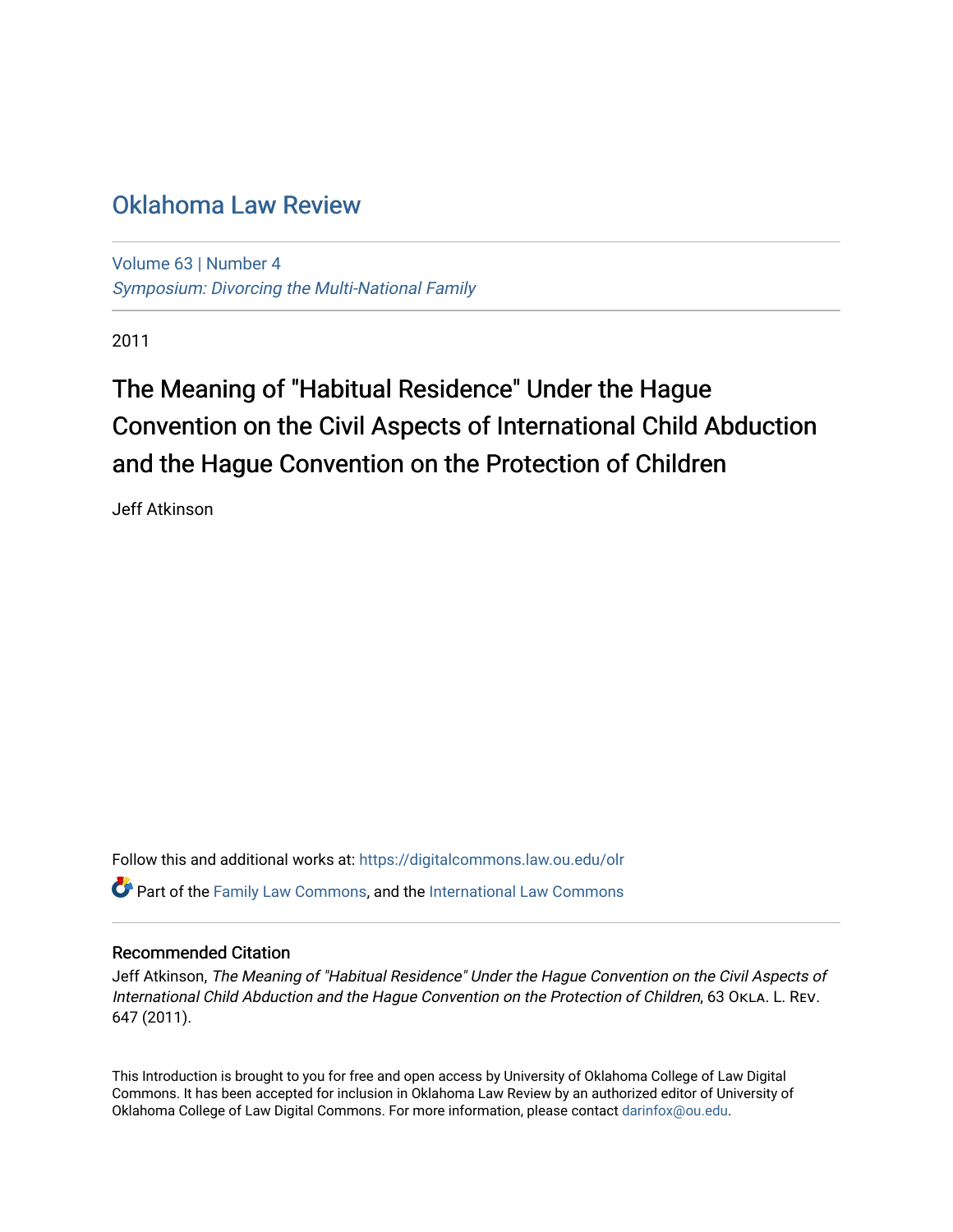# Oklahoma Law Review

Volume 63 | Number 4
*Symposium: Divorcing the Multi-National Family*

2011

## The Meaning of "Habitual Residence" Under the Hague Convention on the Civil Aspects of International Child Abduction and the Hague Convention on the Protection of Children

Jeff Atkinson

Follow this and additional works at: https://digitalcommons.law.ou.edu/olr

Part of the Family Law Commons, and the International Law Commons

### Recommended Citation

Jeff Atkinson, *The Meaning of "Habitual Residence" Under the Hague Convention on the Civil Aspects of International Child Abduction and the Hague Convention on the Protection of Children*, 63 OKLA. L. REV. 647 (2011).

This Introduction is brought to you for free and open access by University of Oklahoma College of Law Digital Commons. It has been accepted for inclusion in Oklahoma Law Review by an authorized editor of University of Oklahoma College of Law Digital Commons. For more information, please contact darinfox@ou.edu.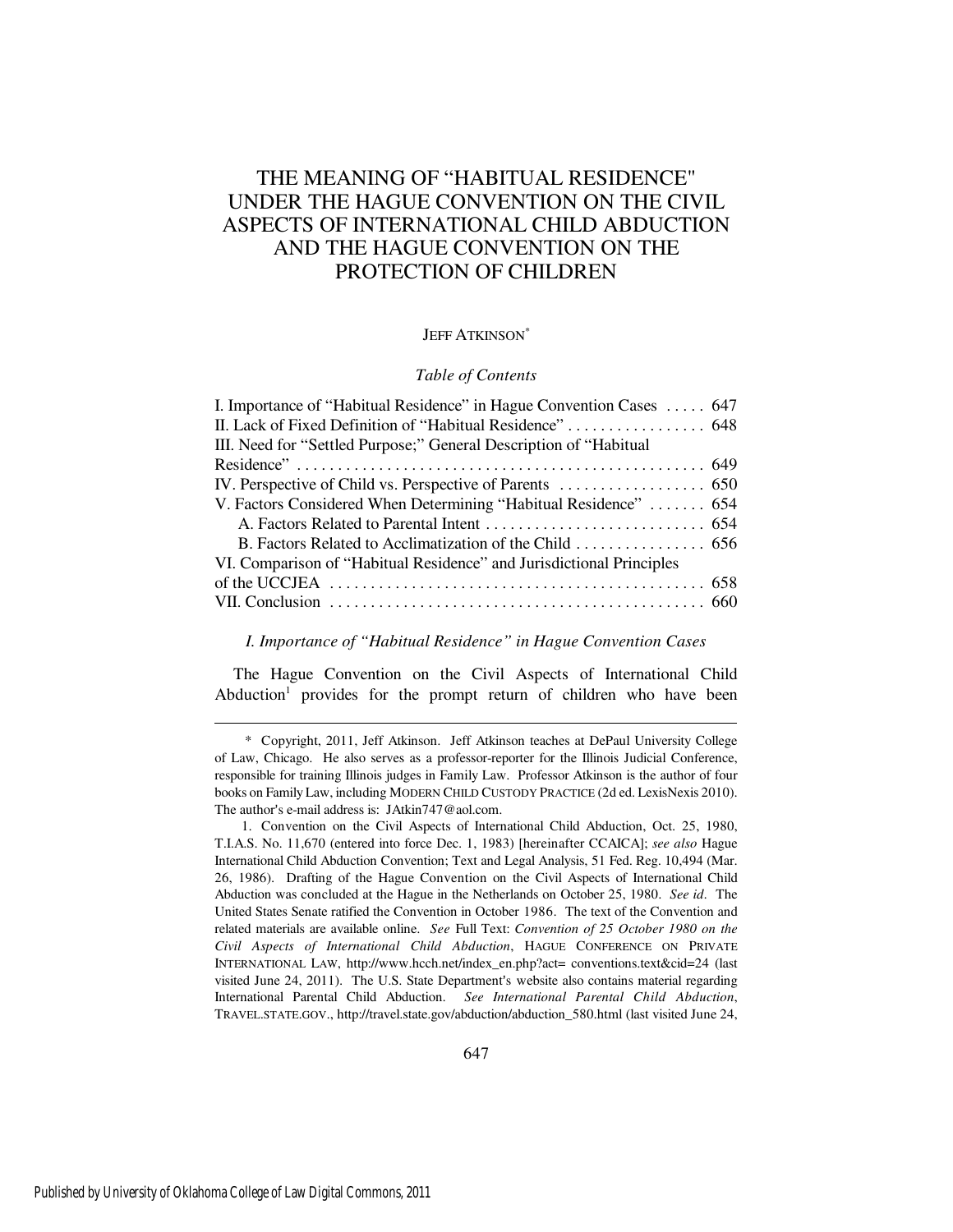# THE MEANING OF "HABITUAL RESIDENCE" UNDER THE HAGUE CONVENTION ON THE CIVIL ASPECTS OF INTERNATIONAL CHILD ABDUCTION AND THE HAGUE CONVENTION ON THE PROTECTION OF CHILDREN

JEFF ATKINSON*

*Table of Contents*

| | |
|---|---|
| I. Importance of "Habitual Residence" in Hague Convention Cases | 647 |
| II. Lack of Fixed Definition of "Habitual Residence" | 648 |
| III. Need for "Settled Purpose;" General Description of "Habitual Residence" | 649 |
| IV. Perspective of Child vs. Perspective of Parents | 650 |
| V. Factors Considered When Determining "Habitual Residence" | 654 |
| A. Factors Related to Parental Intent | 654 |
| B. Factors Related to Acclimatization of the Child | 656 |
| VI. Comparison of "Habitual Residence" and Jurisdictional Principles of the UCCJEA | 658 |
| VII. Conclusion | 660 |

## *I. Importance of "Habitual Residence" in Hague Convention Cases*

The Hague Convention on the Civil Aspects of International Child Abduction[1] provides for the prompt return of children who have been

---

\* Copyright, 2011, Jeff Atkinson. Jeff Atkinson teaches at DePaul University College of Law, Chicago. He also serves as a professor-reporter for the Illinois Judicial Conference, responsible for training Illinois judges in Family Law. Professor Atkinson is the author of four books on Family Law, including MODERN CHILD CUSTODY PRACTICE (2d ed. LexisNexis 2010). The author's e-mail address is: JAtkin747@aol.com.

1. Convention on the Civil Aspects of International Child Abduction, Oct. 25, 1980, T.I.A.S. No. 11,670 (entered into force Dec. 1, 1983) [hereinafter CCAICA]; *see also* Hague International Child Abduction Convention; Text and Legal Analysis, 51 Fed. Reg. 10,494 (Mar. 26, 1986). Drafting of the Hague Convention on the Civil Aspects of International Child Abduction was concluded at the Hague in the Netherlands on October 25, 1980. *See id*. The United States Senate ratified the Convention in October 1986. The text of the Convention and related materials are available online. *See* Full Text: *Convention of 25 October 1980 on the Civil Aspects of International Child Abduction*, HAGUE CONFERENCE ON PRIVATE INTERNATIONAL LAW, http://www.hcch.net/index_en.php?act= conventions.text&cid=24 (last visited June 24, 2011). The U.S. State Department's website also contains material regarding International Parental Child Abduction. *See International Parental Child Abduction*, TRAVEL.STATE.GOV., http://travel.state.gov/abduction/abduction_580.html (last visited June 24,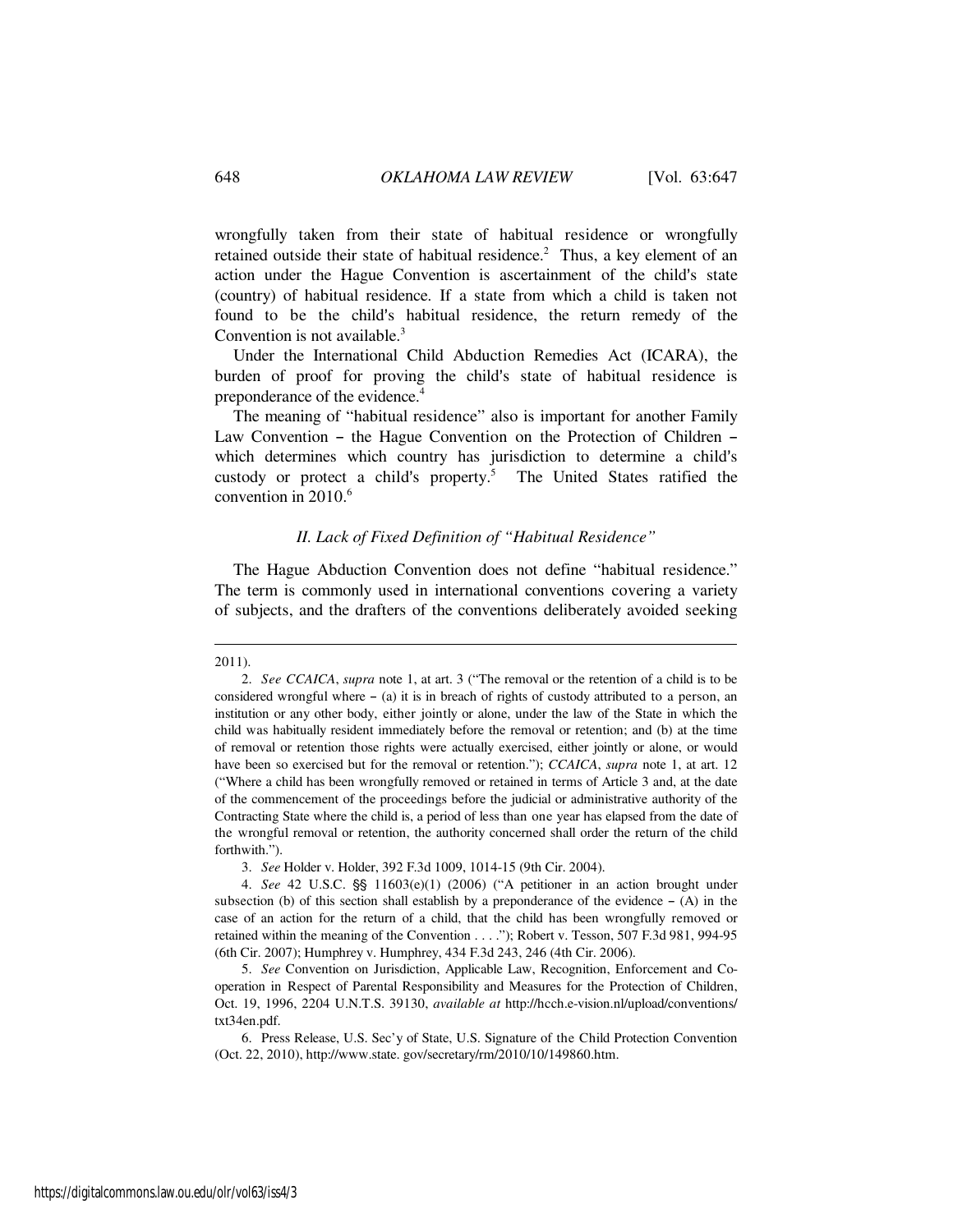wrongfully taken from their state of habitual residence or wrongfully retained outside their state of habitual residence.[2] Thus, a key element of an action under the Hague Convention is ascertainment of the child's state (country) of habitual residence. If a state from which a child is taken not found to be the child's habitual residence, the return remedy of the Convention is not available.[3]

Under the International Child Abduction Remedies Act (ICARA), the burden of proof for proving the child's state of habitual residence is preponderance of the evidence.[4]

The meaning of "habitual residence" also is important for another Family Law Convention – the Hague Convention on the Protection of Children – which determines which country has jurisdiction to determine a child's custody or protect a child's property.[5] The United States ratified the convention in 2010.[6]

### *II. Lack of Fixed Definition of "Habitual Residence"*

The Hague Abduction Convention does not define "habitual residence." The term is commonly used in international conventions covering a variety of subjects, and the drafters of the conventions deliberately avoided seeking

---

2011).

2. *See CCAICA*, *supra* note 1, at art. 3 ("The removal or the retention of a child is to be considered wrongful where – (a) it is in breach of rights of custody attributed to a person, an institution or any other body, either jointly or alone, under the law of the State in which the child was habitually resident immediately before the removal or retention; and (b) at the time of removal or retention those rights were actually exercised, either jointly or alone, or would have been so exercised but for the removal or retention."); *CCAICA*, *supra* note 1, at art. 12 ("Where a child has been wrongfully removed or retained in terms of Article 3 and, at the date of the commencement of the proceedings before the judicial or administrative authority of the Contracting State where the child is, a period of less than one year has elapsed from the date of the wrongful removal or retention, the authority concerned shall order the return of the child forthwith.").

3. *See* Holder v. Holder, 392 F.3d 1009, 1014-15 (9th Cir. 2004).

4. *See* 42 U.S.C. §§ 11603(e)(1) (2006) ("A petitioner in an action brought under subsection (b) of this section shall establish by a preponderance of the evidence – (A) in the case of an action for the return of a child, that the child has been wrongfully removed or retained within the meaning of the Convention . . . ."); Robert v. Tesson, 507 F.3d 981, 994-95 (6th Cir. 2007); Humphrey v. Humphrey, 434 F.3d 243, 246 (4th Cir. 2006).

5. *See* Convention on Jurisdiction, Applicable Law, Recognition, Enforcement and Co-operation in Respect of Parental Responsibility and Measures for the Protection of Children, Oct. 19, 1996, 2204 U.N.T.S. 39130, *available at* http://hcch.e-vision.nl/upload/conventions/txt34en.pdf.

6. Press Release, U.S. Sec'y of State, U.S. Signature of the Child Protection Convention (Oct. 22, 2010), http://www.state. gov/secretary/rm/2010/10/149860.htm.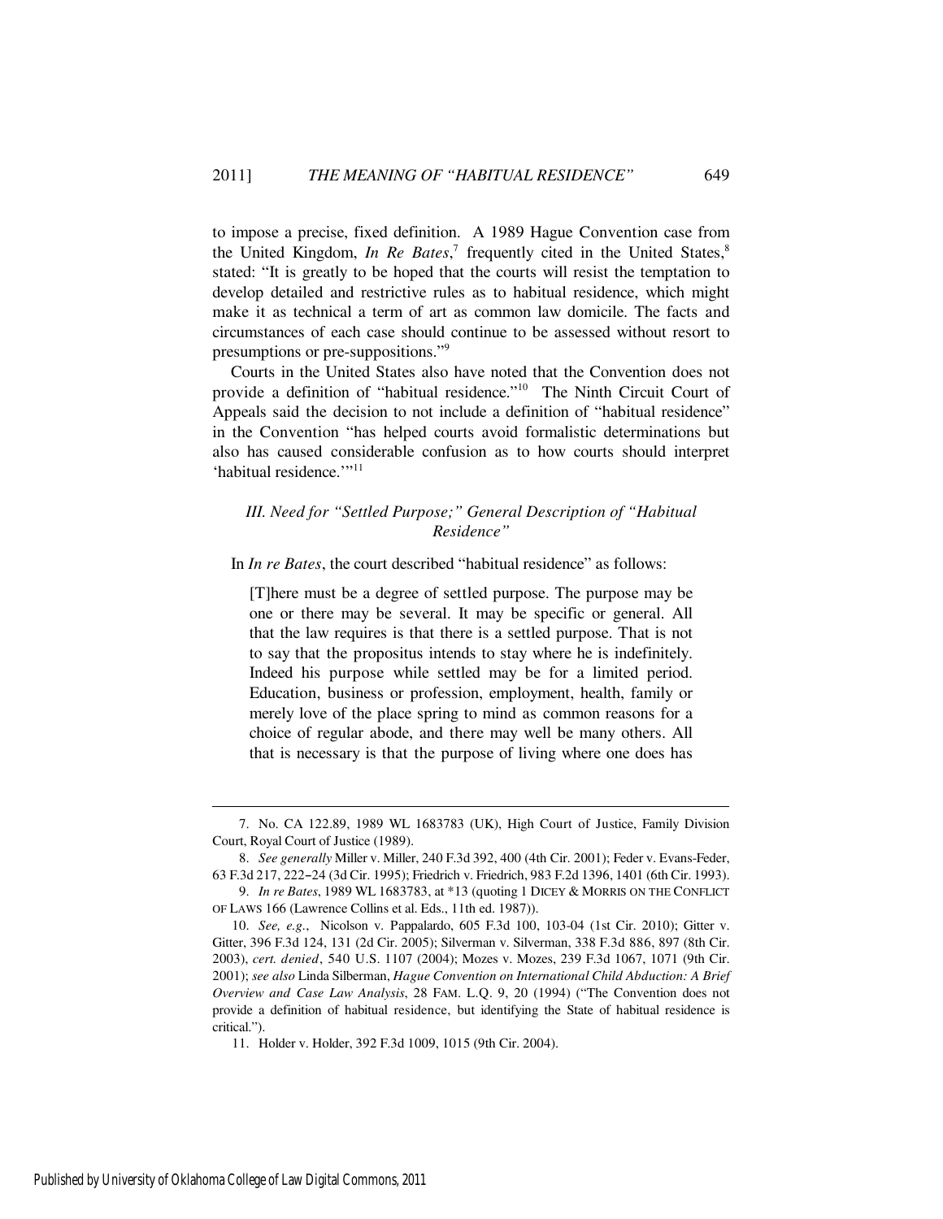to impose a precise, fixed definition. A 1989 Hague Convention case from the United Kingdom, *In Re Bates*,[7] frequently cited in the United States,[8] stated: "It is greatly to be hoped that the courts will resist the temptation to develop detailed and restrictive rules as to habitual residence, which might make it as technical a term of art as common law domicile. The facts and circumstances of each case should continue to be assessed without resort to presumptions or pre-suppositions."[9]

Courts in the United States also have noted that the Convention does not provide a definition of "habitual residence."[10] The Ninth Circuit Court of Appeals said the decision to not include a definition of "habitual residence" in the Convention "has helped courts avoid formalistic determinations but also has caused considerable confusion as to how courts should interpret 'habitual residence.'"[11]

### *III. Need for "Settled Purpose;" General Description of "Habitual Residence"*

In *In re Bates*, the court described "habitual residence" as follows:

> [T]here must be a degree of settled purpose. The purpose may be one or there may be several. It may be specific or general. All that the law requires is that there is a settled purpose. That is not to say that the propositus intends to stay where he is indefinitely. Indeed his purpose while settled may be for a limited period. Education, business or profession, employment, health, family or merely love of the place spring to mind as common reasons for a choice of regular abode, and there may well be many others. All that is necessary is that the purpose of living where one does has

---

7. No. CA 122.89, 1989 WL 1683783 (UK), High Court of Justice, Family Division Court, Royal Court of Justice (1989).

8. *See generally* Miller v. Miller, 240 F.3d 392, 400 (4th Cir. 2001); Feder v. Evans-Feder, 63 F.3d 217, 222–24 (3d Cir. 1995); Friedrich v. Friedrich, 983 F.2d 1396, 1401 (6th Cir. 1993).

9. *In re Bates*, 1989 WL 1683783, at *13 (quoting 1 DICEY & MORRIS ON THE CONFLICT OF LAWS 166 (Lawrence Collins et al. Eds., 11th ed. 1987)).

10. *See, e.g.*, Nicolson v. Pappalardo, 605 F.3d 100, 103-04 (1st Cir. 2010); Gitter v. Gitter, 396 F.3d 124, 131 (2d Cir. 2005); Silverman v. Silverman, 338 F.3d 886, 897 (8th Cir. 2003), *cert. denied*, 540 U.S. 1107 (2004); Mozes v. Mozes, 239 F.3d 1067, 1071 (9th Cir. 2001); *see also* Linda Silberman, *Hague Convention on International Child Abduction: A Brief Overview and Case Law Analysis*, 28 FAM. L.Q. 9, 20 (1994) ("The Convention does not provide a definition of habitual residence, but identifying the State of habitual residence is critical.").

11. Holder v. Holder, 392 F.3d 1009, 1015 (9th Cir. 2004).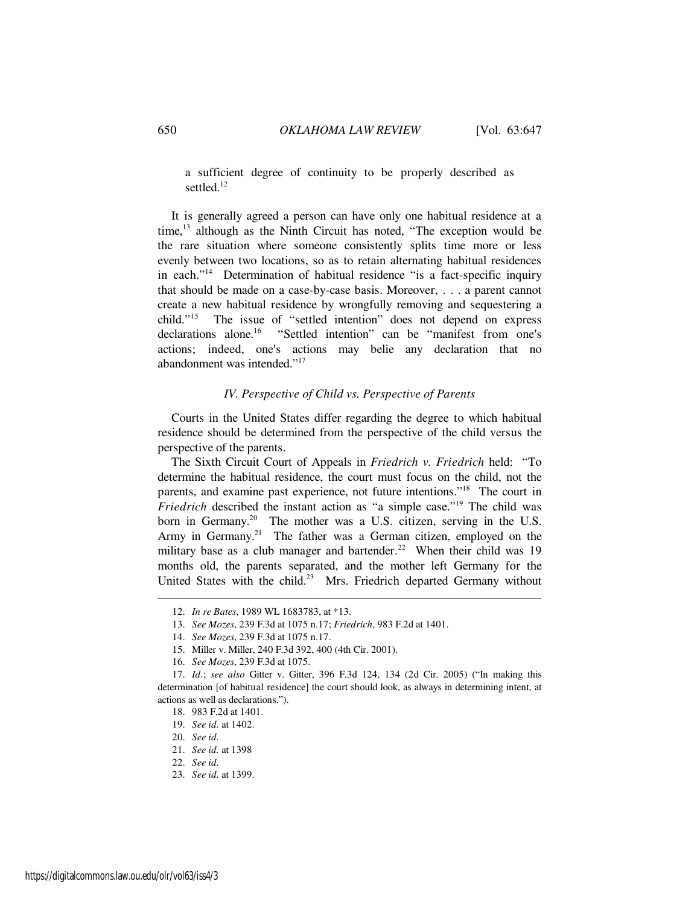a sufficient degree of continuity to be properly described as settled.[12]

It is generally agreed a person can have only one habitual residence at a time,[13] although as the Ninth Circuit has noted, "The exception would be the rare situation where someone consistently splits time more or less evenly between two locations, so as to retain alternating habitual residences in each."[14] Determination of habitual residence "is a fact-specific inquiry that should be made on a case-by-case basis. Moreover, . . . a parent cannot create a new habitual residence by wrongfully removing and sequestering a child."[15] The issue of "settled intention" does not depend on express declarations alone.[16] "Settled intention" can be "manifest from one's actions; indeed, one's actions may belie any declaration that no abandonment was intended."[17]

### *IV. Perspective of Child vs. Perspective of Parents*

Courts in the United States differ regarding the degree to which habitual residence should be determined from the perspective of the child versus the perspective of the parents.

The Sixth Circuit Court of Appeals in *Friedrich v. Friedrich* held: "To determine the habitual residence, the court must focus on the child, not the parents, and examine past experience, not future intentions."[18] The court in *Friedrich* described the instant action as "a simple case."[19] The child was born in Germany.[20] The mother was a U.S. citizen, serving in the U.S. Army in Germany.[21] The father was a German citizen, employed on the military base as a club manager and bartender.[22] When their child was 19 months old, the parents separated, and the mother left Germany for the United States with the child.[23] Mrs. Friedrich departed Germany without

---

12. *In re Bates*, 1989 WL 1683783, at *13.

13. *See Mozes*, 239 F.3d at 1075 n.17; *Friedrich*, 983 F.2d at 1401.

14. *See Mozes*, 239 F.3d at 1075 n.17.

15. Miller v. Miller, 240 F.3d 392, 400 (4th Cir. 2001).

16. *See Mozes*, 239 F.3d at 1075.

17. *Id.*; *see also* Gitter v. Gitter, 396 F.3d 124, 134 (2d Cir. 2005) ("In making this determination [of habitual residence] the court should look, as always in determining intent, at actions as well as declarations.").

18. 983 F.2d at 1401.

19. *See id.* at 1402.

20. *See id.*

21. *See id.* at 1398

22. *See id.*

23. *See id.* at 1399.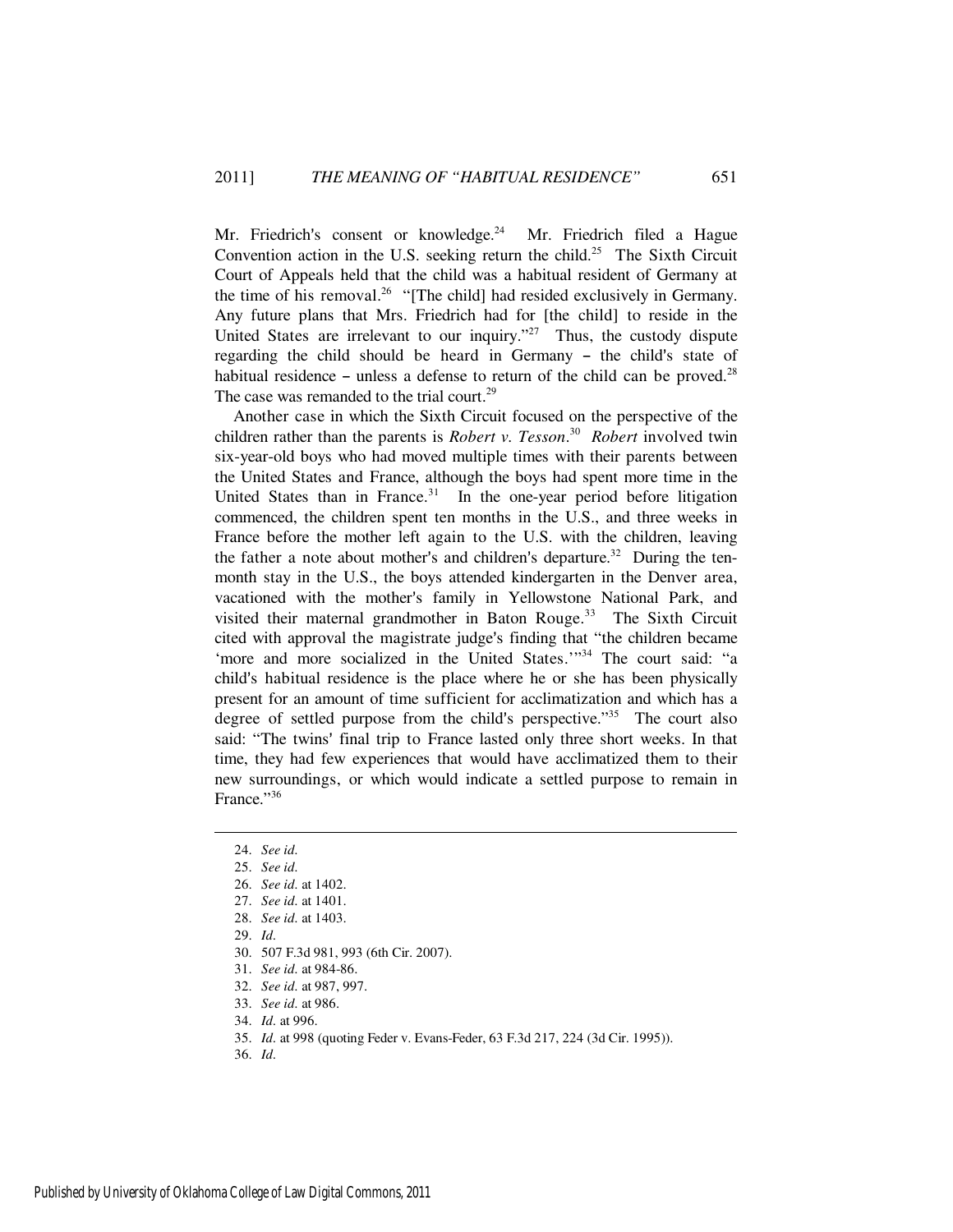Mr. Friedrich's consent or knowledge.[24] Mr. Friedrich filed a Hague Convention action in the U.S. seeking return the child.[25] The Sixth Circuit Court of Appeals held that the child was a habitual resident of Germany at the time of his removal.[26] "[The child] had resided exclusively in Germany. Any future plans that Mrs. Friedrich had for [the child] to reside in the United States are irrelevant to our inquiry."[27] Thus, the custody dispute regarding the child should be heard in Germany – the child's state of habitual residence – unless a defense to return of the child can be proved.[28] The case was remanded to the trial court.[29]

Another case in which the Sixth Circuit focused on the perspective of the children rather than the parents is *Robert v. Tesson*.[30] *Robert* involved twin six-year-old boys who had moved multiple times with their parents between the United States and France, although the boys had spent more time in the United States than in France.[31] In the one-year period before litigation commenced, the children spent ten months in the U.S., and three weeks in France before the mother left again to the U.S. with the children, leaving the father a note about mother's and children's departure.[32] During the ten-month stay in the U.S., the boys attended kindergarten in the Denver area, vacationed with the mother's family in Yellowstone National Park, and visited their maternal grandmother in Baton Rouge.[33] The Sixth Circuit cited with approval the magistrate judge's finding that "the children became 'more and more socialized in the United States.'"[34] The court said: "a child's habitual residence is the place where he or she has been physically present for an amount of time sufficient for acclimatization and which has a degree of settled purpose from the child's perspective."[35] The court also said: "The twins' final trip to France lasted only three short weeks. In that time, they had few experiences that would have acclimatized them to their new surroundings, or which would indicate a settled purpose to remain in France."[36]

---

24. *See id.*
25. *See id.*
26. *See id.* at 1402.
27. *See id.* at 1401.
28. *See id.* at 1403.
29. *Id.*
30. 507 F.3d 981, 993 (6th Cir. 2007).
31. *See id.* at 984-86.
32. *See id.* at 987, 997.
33. *See id.* at 986.
34. *Id.* at 996.
35. *Id.* at 998 (quoting Feder v. Evans-Feder, 63 F.3d 217, 224 (3d Cir. 1995)).
36. *Id.*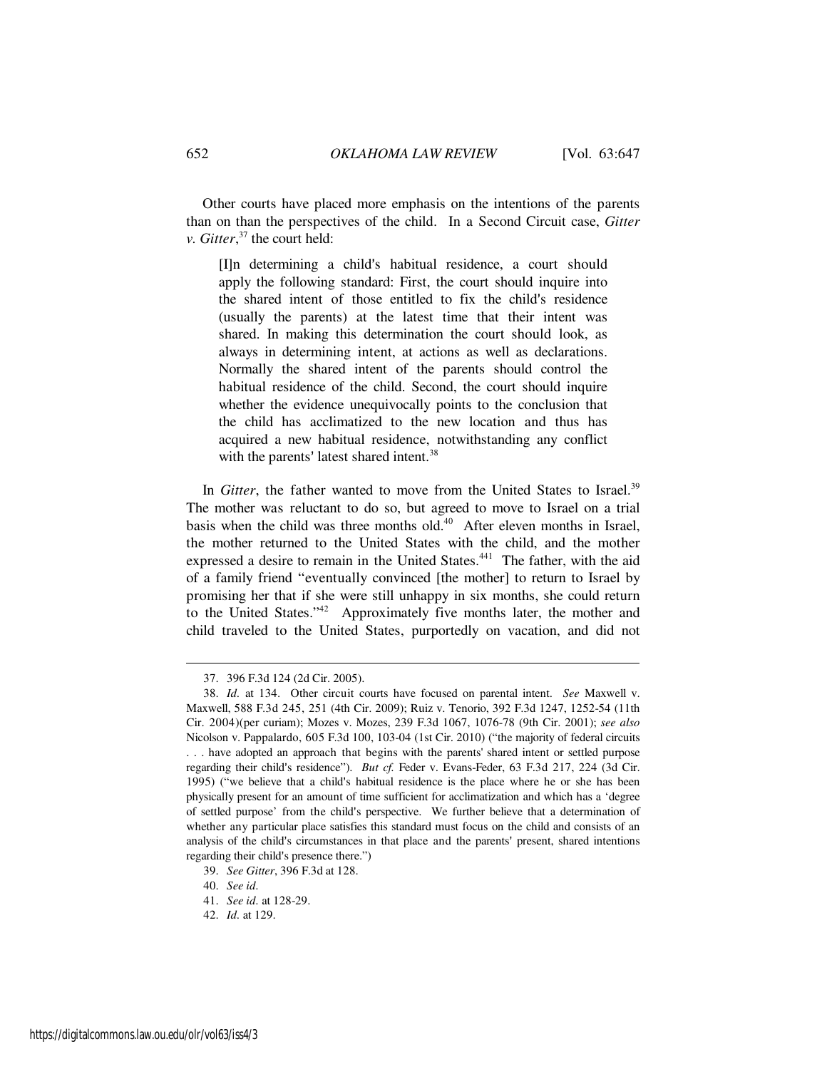Other courts have placed more emphasis on the intentions of the parents than on than the perspectives of the child. In a Second Circuit case, *Gitter v. Gitter*,[37] the court held:

> [I]n determining a child's habitual residence, a court should apply the following standard: First, the court should inquire into the shared intent of those entitled to fix the child's residence (usually the parents) at the latest time that their intent was shared. In making this determination the court should look, as always in determining intent, at actions as well as declarations. Normally the shared intent of the parents should control the habitual residence of the child. Second, the court should inquire whether the evidence unequivocally points to the conclusion that the child has acclimatized to the new location and thus has acquired a new habitual residence, notwithstanding any conflict with the parents' latest shared intent.[38]

In *Gitter*, the father wanted to move from the United States to Israel.[39] The mother was reluctant to do so, but agreed to move to Israel on a trial basis when the child was three months old.[40] After eleven months in Israel, the mother returned to the United States with the child, and the mother expressed a desire to remain in the United States.[441] The father, with the aid of a family friend "eventually convinced [the mother] to return to Israel by promising her that if she were still unhappy in six months, she could return to the United States."[42] Approximately five months later, the mother and child traveled to the United States, purportedly on vacation, and did not

---

37. 396 F.3d 124 (2d Cir. 2005).

38. *Id.* at 134. Other circuit courts have focused on parental intent. *See* Maxwell v. Maxwell, 588 F.3d 245, 251 (4th Cir. 2009); Ruiz v. Tenorio, 392 F.3d 1247, 1252-54 (11th Cir. 2004)(per curiam); Mozes v. Mozes, 239 F.3d 1067, 1076-78 (9th Cir. 2001); *see also* Nicolson v. Pappalardo, 605 F.3d 100, 103-04 (1st Cir. 2010) ("the majority of federal circuits . . . have adopted an approach that begins with the parents' shared intent or settled purpose regarding their child's residence"). *But cf.* Feder v. Evans-Feder, 63 F.3d 217, 224 (3d Cir. 1995) ("we believe that a child's habitual residence is the place where he or she has been physically present for an amount of time sufficient for acclimatization and which has a 'degree of settled purpose' from the child's perspective. We further believe that a determination of whether any particular place satisfies this standard must focus on the child and consists of an analysis of the child's circumstances in that place and the parents' present, shared intentions regarding their child's presence there.")

39. *See Gitter*, 396 F.3d at 128.

40. *See id.*

41. *See id.* at 128-29.

42. *Id.* at 129.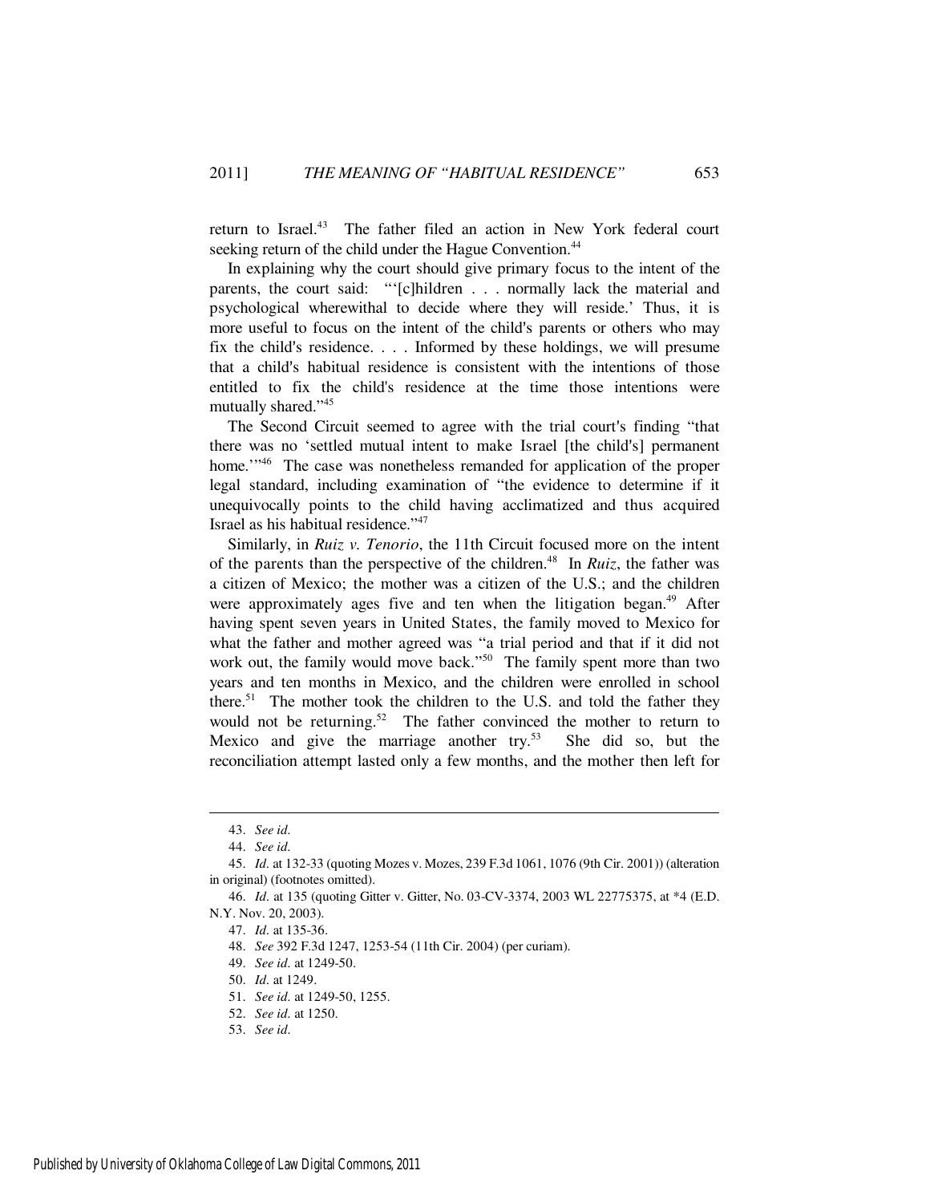return to Israel.[43] The father filed an action in New York federal court seeking return of the child under the Hague Convention.[44]

In explaining why the court should give primary focus to the intent of the parents, the court said: "'[c]hildren . . . normally lack the material and psychological wherewithal to decide where they will reside.' Thus, it is more useful to focus on the intent of the child's parents or others who may fix the child's residence. . . . Informed by these holdings, we will presume that a child's habitual residence is consistent with the intentions of those entitled to fix the child's residence at the time those intentions were mutually shared."[45]

The Second Circuit seemed to agree with the trial court's finding "that there was no 'settled mutual intent to make Israel [the child's] permanent home.'"[46] The case was nonetheless remanded for application of the proper legal standard, including examination of "the evidence to determine if it unequivocally points to the child having acclimatized and thus acquired Israel as his habitual residence."[47]

Similarly, in *Ruiz v. Tenorio*, the 11th Circuit focused more on the intent of the parents than the perspective of the children.[48] In *Ruiz*, the father was a citizen of Mexico; the mother was a citizen of the U.S.; and the children were approximately ages five and ten when the litigation began.[49] After having spent seven years in United States, the family moved to Mexico for what the father and mother agreed was "a trial period and that if it did not work out, the family would move back."[50] The family spent more than two years and ten months in Mexico, and the children were enrolled in school there.[51] The mother took the children to the U.S. and told the father they would not be returning.[52] The father convinced the mother to return to Mexico and give the marriage another try.[53] She did so, but the reconciliation attempt lasted only a few months, and the mother then left for

---

43. *See id.*

44. *See id.*

45. *Id.* at 132-33 (quoting Mozes v. Mozes, 239 F.3d 1061, 1076 (9th Cir. 2001)) (alteration in original) (footnotes omitted).

46. *Id.* at 135 (quoting Gitter v. Gitter, No. 03-CV-3374, 2003 WL 22775375, at *4 (E.D. N.Y. Nov. 20, 2003).

47. *Id.* at 135-36.

48. *See* 392 F.3d 1247, 1253-54 (11th Cir. 2004) (per curiam).

49. *See id.* at 1249-50.

50. *Id.* at 1249.

51. *See id.* at 1249-50, 1255.

52. *See id.* at 1250.

53. *See id.*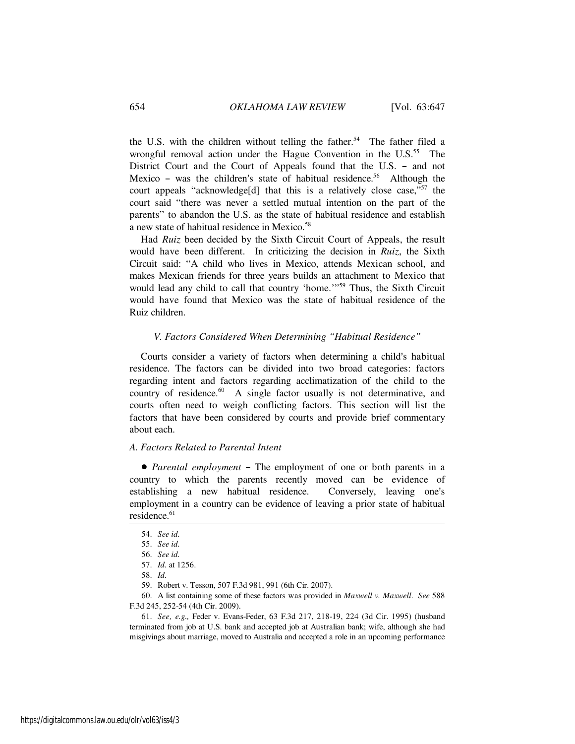the U.S. with the children without telling the father.[54] The father filed a wrongful removal action under the Hague Convention in the U.S.[55] The District Court and the Court of Appeals found that the U.S. – and not Mexico – was the children's state of habitual residence.[56] Although the court appeals "acknowledge[d] that this is a relatively close case,"[57] the court said "there was never a settled mutual intention on the part of the parents" to abandon the U.S. as the state of habitual residence and establish a new state of habitual residence in Mexico.[58]

Had *Ruiz* been decided by the Sixth Circuit Court of Appeals, the result would have been different. In criticizing the decision in *Ruiz*, the Sixth Circuit said: "A child who lives in Mexico, attends Mexican school, and makes Mexican friends for three years builds an attachment to Mexico that would lead any child to call that country 'home.'"[59] Thus, the Sixth Circuit would have found that Mexico was the state of habitual residence of the Ruiz children.

### *V. Factors Considered When Determining "Habitual Residence"*

Courts consider a variety of factors when determining a child's habitual residence. The factors can be divided into two broad categories: factors regarding intent and factors regarding acclimatization of the child to the country of residence.[60] A single factor usually is not determinative, and courts often need to weigh conflicting factors. This section will list the factors that have been considered by courts and provide brief commentary about each.

#### *A. Factors Related to Parental Intent*

- *Parental employment* – The employment of one or both parents in a country to which the parents recently moved can be evidence of establishing a new habitual residence. Conversely, leaving one's employment in a country can be evidence of leaving a prior state of habitual residence.[61]

---

54. *See id.*

55. *See id.*

56. *See id.*

57. *Id.* at 1256.

58. *Id.*

59. Robert v. Tesson, 507 F.3d 981, 991 (6th Cir. 2007).

60. A list containing some of these factors was provided in *Maxwell v. Maxwell*. *See* 588 F.3d 245, 252-54 (4th Cir. 2009).

61. *See, e.g.,* Feder v. Evans-Feder, 63 F.3d 217, 218-19, 224 (3d Cir. 1995) (husband terminated from job at U.S. bank and accepted job at Australian bank; wife, although she had misgivings about marriage, moved to Australia and accepted a role in an upcoming performance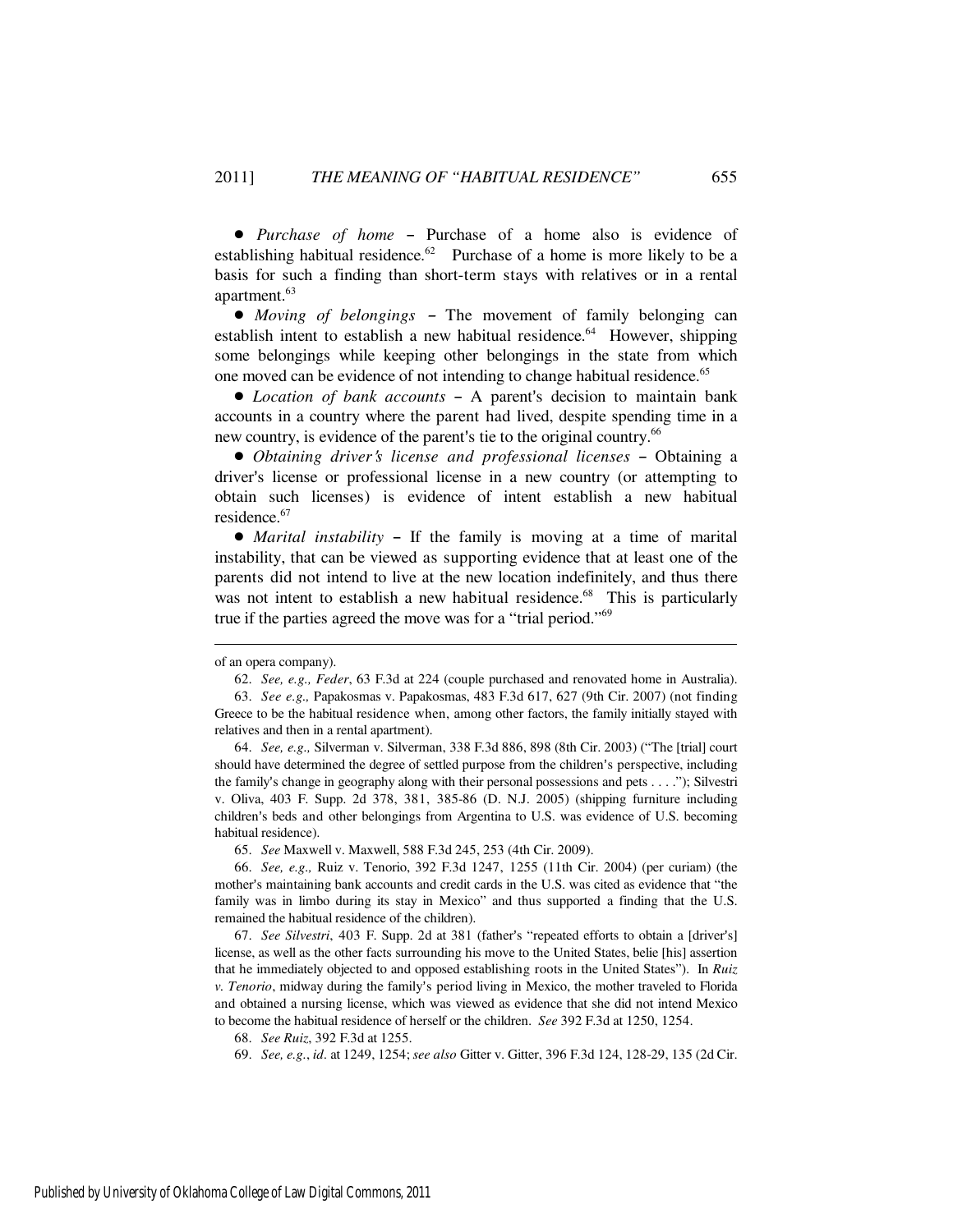- *Purchase of home* – Purchase of a home also is evidence of establishing habitual residence.[62] Purchase of a home is more likely to be a basis for such a finding than short-term stays with relatives or in a rental apartment.[63]

- *Moving of belongings* – The movement of family belonging can establish intent to establish a new habitual residence.[64] However, shipping some belongings while keeping other belongings in the state from which one moved can be evidence of not intending to change habitual residence.[65]

- *Location of bank accounts* – A parent's decision to maintain bank accounts in a country where the parent had lived, despite spending time in a new country, is evidence of the parent's tie to the original country.[66]

- *Obtaining driver's license and professional licenses* – Obtaining a driver's license or professional license in a new country (or attempting to obtain such licenses) is evidence of intent establish a new habitual residence.[67]

- *Marital instability* – If the family is moving at a time of marital instability, that can be viewed as supporting evidence that at least one of the parents did not intend to live at the new location indefinitely, and thus there was not intent to establish a new habitual residence.[68] This is particularly true if the parties agreed the move was for a "trial period."[69]

---

of an opera company).

62. *See, e.g., Feder*, 63 F.3d at 224 (couple purchased and renovated home in Australia).

63. *See e.g.,* Papakosmas v. Papakosmas, 483 F.3d 617, 627 (9th Cir. 2007) (not finding Greece to be the habitual residence when, among other factors, the family initially stayed with relatives and then in a rental apartment).

64. *See, e.g.,* Silverman v. Silverman, 338 F.3d 886, 898 (8th Cir. 2003) ("The [trial] court should have determined the degree of settled purpose from the children's perspective, including the family's change in geography along with their personal possessions and pets . . . ."); Silvestri v. Oliva, 403 F. Supp. 2d 378, 381, 385-86 (D. N.J. 2005) (shipping furniture including children's beds and other belongings from Argentina to U.S. was evidence of U.S. becoming habitual residence).

65. *See* Maxwell v. Maxwell, 588 F.3d 245, 253 (4th Cir. 2009).

66. *See, e.g.,* Ruiz v. Tenorio, 392 F.3d 1247, 1255 (11th Cir. 2004) (per curiam) (the mother's maintaining bank accounts and credit cards in the U.S. was cited as evidence that "the family was in limbo during its stay in Mexico" and thus supported a finding that the U.S. remained the habitual residence of the children).

67. *See Silvestri*, 403 F. Supp. 2d at 381 (father's "repeated efforts to obtain a [driver's] license, as well as the other facts surrounding his move to the United States, belie [his] assertion that he immediately objected to and opposed establishing roots in the United States"). In *Ruiz v. Tenorio*, midway during the family's period living in Mexico, the mother traveled to Florida and obtained a nursing license, which was viewed as evidence that she did not intend Mexico to become the habitual residence of herself or the children. *See* 392 F.3d at 1250, 1254.

68. *See Ruiz*, 392 F.3d at 1255.

69. *See, e.g.*, *id*. at 1249, 1254; *see also* Gitter v. Gitter, 396 F.3d 124, 128-29, 135 (2d Cir.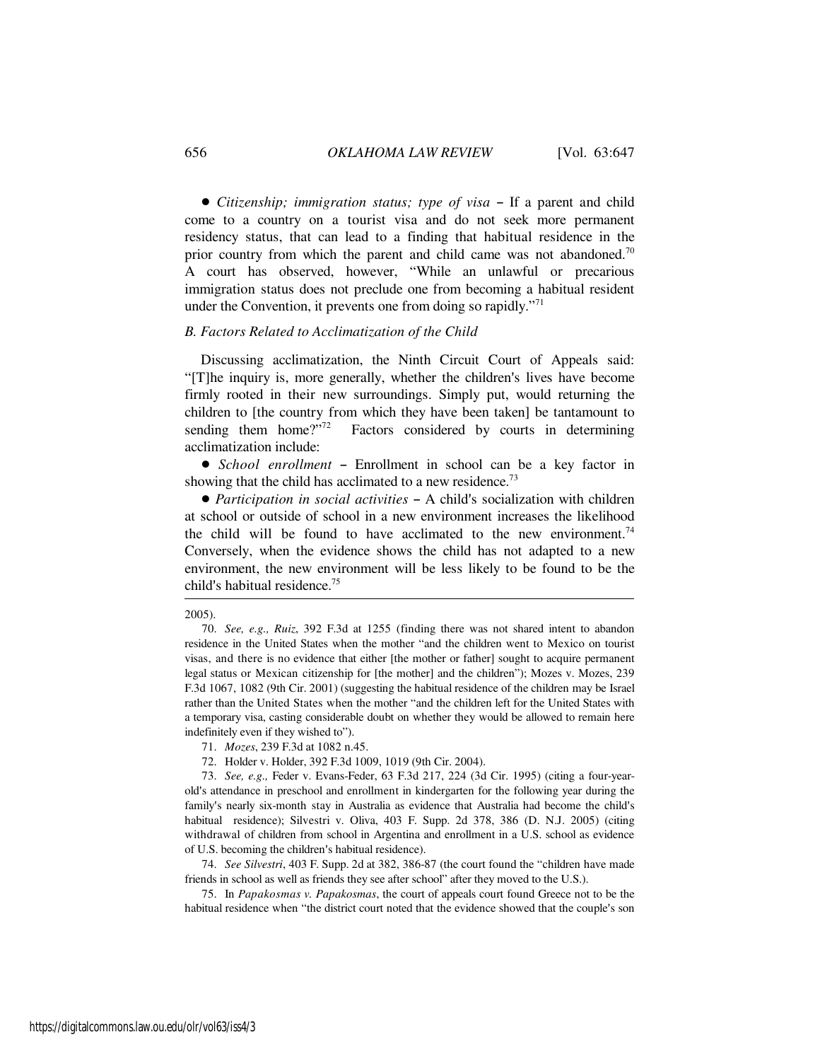- *Citizenship; immigration status; type of visa* – If a parent and child come to a country on a tourist visa and do not seek more permanent residency status, that can lead to a finding that habitual residence in the prior country from which the parent and child came was not abandoned.[70] A court has observed, however, "While an unlawful or precarious immigration status does not preclude one from becoming a habitual resident under the Convention, it prevents one from doing so rapidly."[71]

### *B. Factors Related to Acclimatization of the Child*

Discussing acclimatization, the Ninth Circuit Court of Appeals said: "[T]he inquiry is, more generally, whether the children's lives have become firmly rooted in their new surroundings. Simply put, would returning the children to [the country from which they have been taken] be tantamount to sending them home?"[72] Factors considered by courts in determining acclimatization include:

- *School enrollment* – Enrollment in school can be a key factor in showing that the child has acclimated to a new residence.[73]
- *Participation in social activities* – A child's socialization with children at school or outside of school in a new environment increases the likelihood the child will be found to have acclimated to the new environment.[74] Conversely, when the evidence shows the child has not adapted to a new environment, the new environment will be less likely to be found to be the child's habitual residence.[75]

---

2005).

70. *See, e.g., Ruiz*, 392 F.3d at 1255 (finding there was not shared intent to abandon residence in the United States when the mother "and the children went to Mexico on tourist visas, and there is no evidence that either [the mother or father] sought to acquire permanent legal status or Mexican citizenship for [the mother] and the children"); Mozes v. Mozes, 239 F.3d 1067, 1082 (9th Cir. 2001) (suggesting the habitual residence of the children may be Israel rather than the United States when the mother "and the children left for the United States with a temporary visa, casting considerable doubt on whether they would be allowed to remain here indefinitely even if they wished to").

71. *Mozes*, 239 F.3d at 1082 n.45.

72. Holder v. Holder, 392 F.3d 1009, 1019 (9th Cir. 2004).

73. *See, e.g.,* Feder v. Evans-Feder, 63 F.3d 217, 224 (3d Cir. 1995) (citing a four-year-old's attendance in preschool and enrollment in kindergarten for the following year during the family's nearly six-month stay in Australia as evidence that Australia had become the child's habitual residence); Silvestri v. Oliva, 403 F. Supp. 2d 378, 386 (D. N.J. 2005) (citing withdrawal of children from school in Argentina and enrollment in a U.S. school as evidence of U.S. becoming the children's habitual residence).

74. *See Silvestri*, 403 F. Supp. 2d at 382, 386-87 (the court found the "children have made friends in school as well as friends they see after school" after they moved to the U.S.).

75. In *Papakosmas v. Papakosmas*, the court of appeals court found Greece not to be the habitual residence when "the district court noted that the evidence showed that the couple's son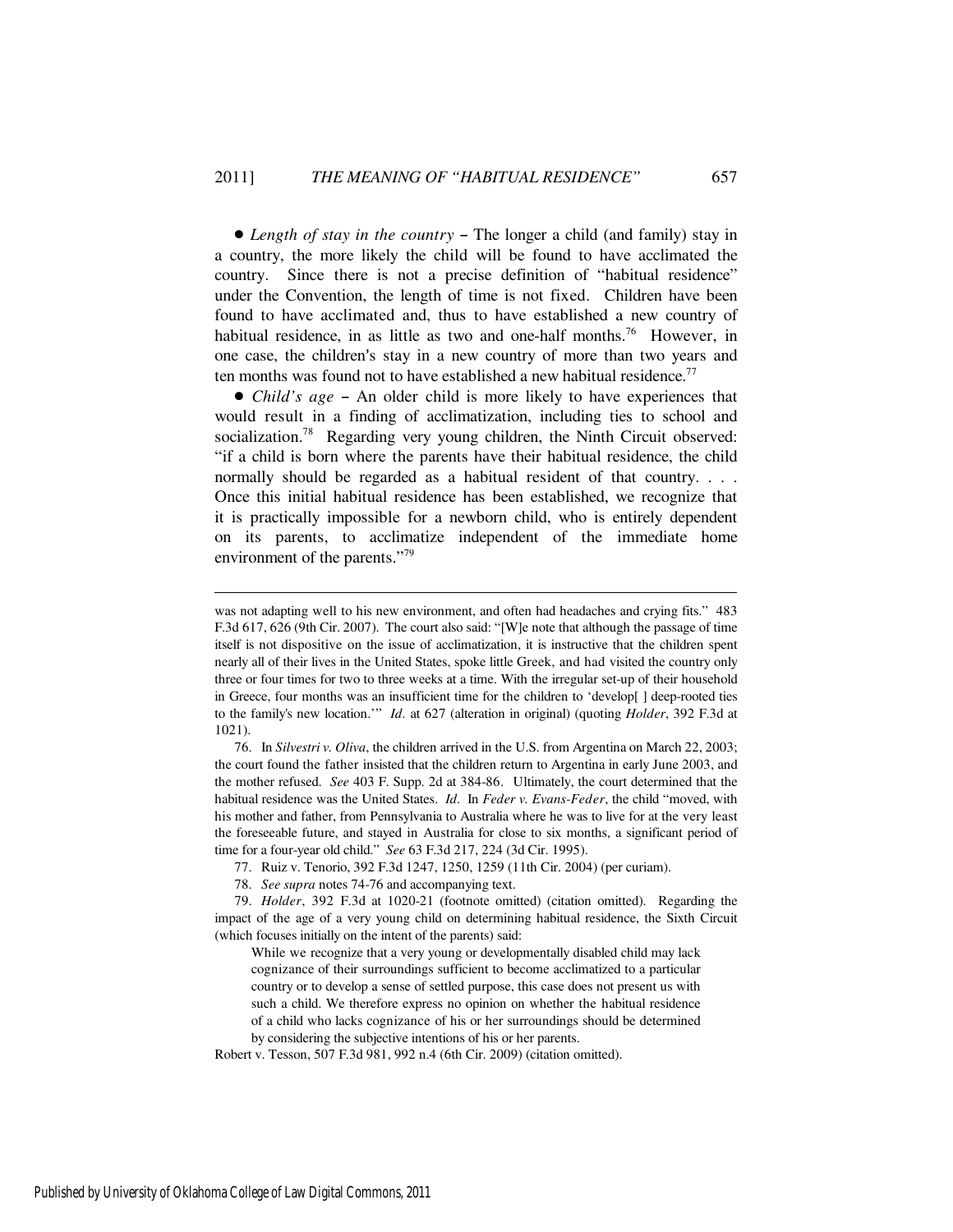● *Length of stay in the country* – The longer a child (and family) stay in a country, the more likely the child will be found to have acclimated the country. Since there is not a precise definition of "habitual residence" under the Convention, the length of time is not fixed. Children have been found to have acclimated and, thus to have established a new country of habitual residence, in as little as two and one-half months.[76] However, in one case, the children's stay in a new country of more than two years and ten months was found not to have established a new habitual residence.[77]

● *Child's age* – An older child is more likely to have experiences that would result in a finding of acclimatization, including ties to school and socialization.[78] Regarding very young children, the Ninth Circuit observed: "if a child is born where the parents have their habitual residence, the child normally should be regarded as a habitual resident of that country. . . . Once this initial habitual residence has been established, we recognize that it is practically impossible for a newborn child, who is entirely dependent on its parents, to acclimatize independent of the immediate home environment of the parents."[79]

---

was not adapting well to his new environment, and often had headaches and crying fits." 483 F.3d 617, 626 (9th Cir. 2007). The court also said: "[W]e note that although the passage of time itself is not dispositive on the issue of acclimatization, it is instructive that the children spent nearly all of their lives in the United States, spoke little Greek, and had visited the country only three or four times for two to three weeks at a time. With the irregular set-up of their household in Greece, four months was an insufficient time for the children to 'develop[ ] deep-rooted ties to the family's new location.'" *Id*. at 627 (alteration in original) (quoting *Holder*, 392 F.3d at 1021).

76. In *Silvestri v. Oliva*, the children arrived in the U.S. from Argentina on March 22, 2003; the court found the father insisted that the children return to Argentina in early June 2003, and the mother refused. *See* 403 F. Supp. 2d at 384-86. Ultimately, the court determined that the habitual residence was the United States. *Id*. In *Feder v. Evans-Feder*, the child "moved, with his mother and father, from Pennsylvania to Australia where he was to live for at the very least the foreseeable future, and stayed in Australia for close to six months, a significant period of time for a four-year old child." *See* 63 F.3d 217, 224 (3d Cir. 1995).

77. Ruiz v. Tenorio, 392 F.3d 1247, 1250, 1259 (11th Cir. 2004) (per curiam).

78. *See supra* notes 74-76 and accompanying text.

79. *Holder*, 392 F.3d at 1020-21 (footnote omitted) (citation omitted). Regarding the impact of the age of a very young child on determining habitual residence, the Sixth Circuit (which focuses initially on the intent of the parents) said:

> While we recognize that a very young or developmentally disabled child may lack cognizance of their surroundings sufficient to become acclimatized to a particular country or to develop a sense of settled purpose, this case does not present us with such a child. We therefore express no opinion on whether the habitual residence of a child who lacks cognizance of his or her surroundings should be determined by considering the subjective intentions of his or her parents.

Robert v. Tesson, 507 F.3d 981, 992 n.4 (6th Cir. 2009) (citation omitted).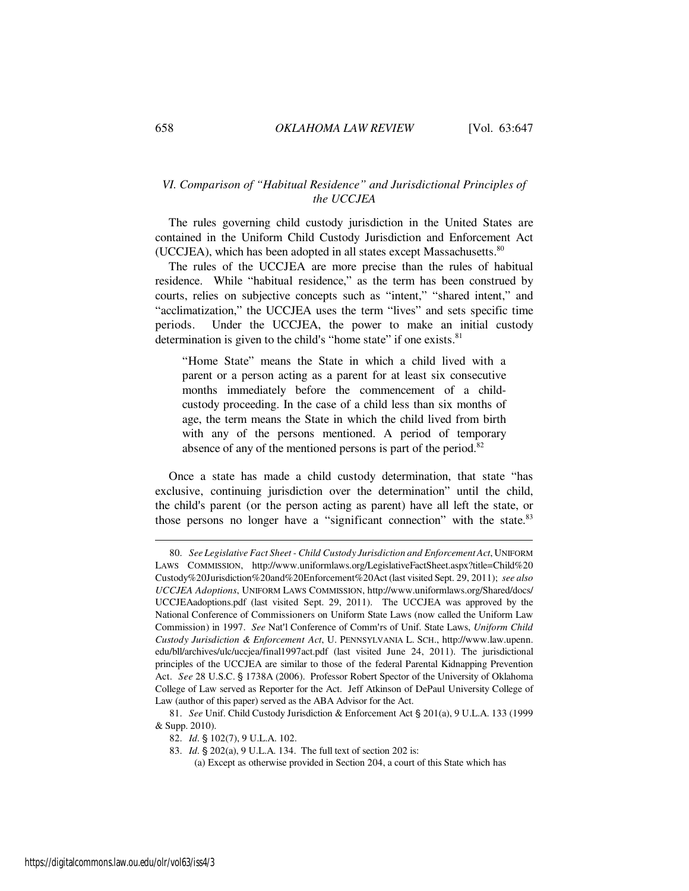### *VI. Comparison of "Habitual Residence" and Jurisdictional Principles of the UCCJEA*

The rules governing child custody jurisdiction in the United States are contained in the Uniform Child Custody Jurisdiction and Enforcement Act (UCCJEA), which has been adopted in all states except Massachusetts.[80]

The rules of the UCCJEA are more precise than the rules of habitual residence. While "habitual residence," as the term has been construed by courts, relies on subjective concepts such as "intent," "shared intent," and "acclimatization," the UCCJEA uses the term "lives" and sets specific time periods. Under the UCCJEA, the power to make an initial custody determination is given to the child's "home state" if one exists.[81]

> "Home State" means the State in which a child lived with a parent or a person acting as a parent for at least six consecutive months immediately before the commencement of a child-custody proceeding. In the case of a child less than six months of age, the term means the State in which the child lived from birth with any of the persons mentioned. A period of temporary absence of any of the mentioned persons is part of the period.[82]

Once a state has made a child custody determination, that state "has exclusive, continuing jurisdiction over the determination" until the child, the child's parent (or the person acting as parent) have all left the state, or those persons no longer have a "significant connection" with the state.[83]

---

80. *See Legislative Fact Sheet - Child Custody Jurisdiction and Enforcement Act*, UNIFORM LAWS COMMISSION, http://www.uniformlaws.org/LegislativeFactSheet.aspx?title=Child%20Custody%20Jurisdiction%20and%20Enforcement%20Act (last visited Sept. 29, 2011); *see also UCCJEA Adoptions*, UNIFORM LAWS COMMISSION, http://www.uniformlaws.org/Shared/docs/UCCJEAadoptions.pdf (last visited Sept. 29, 2011). The UCCJEA was approved by the National Conference of Commissioners on Uniform State Laws (now called the Uniform Law Commission) in 1997. *See* Nat'l Conference of Comm'rs of Unif. State Laws, *Uniform Child Custody Jurisdiction & Enforcement Act*, U. PENNSYLVANIA L. SCH., http://www.law.upenn.edu/bll/archives/ulc/uccjea/final1997act.pdf (last visited June 24, 2011). The jurisdictional principles of the UCCJEA are similar to those of the federal Parental Kidnapping Prevention Act. *See* 28 U.S.C. § 1738A (2006). Professor Robert Spector of the University of Oklahoma College of Law served as Reporter for the Act. Jeff Atkinson of DePaul University College of Law (author of this paper) served as the ABA Advisor for the Act.

81. *See* Unif. Child Custody Jurisdiction & Enforcement Act § 201(a), 9 U.L.A. 133 (1999 & Supp. 2010).

82. *Id.* § 102(7), 9 U.L.A. 102.

83. *Id.* § 202(a), 9 U.L.A. 134. The full text of section 202 is:

(a) Except as otherwise provided in Section 204, a court of this State which has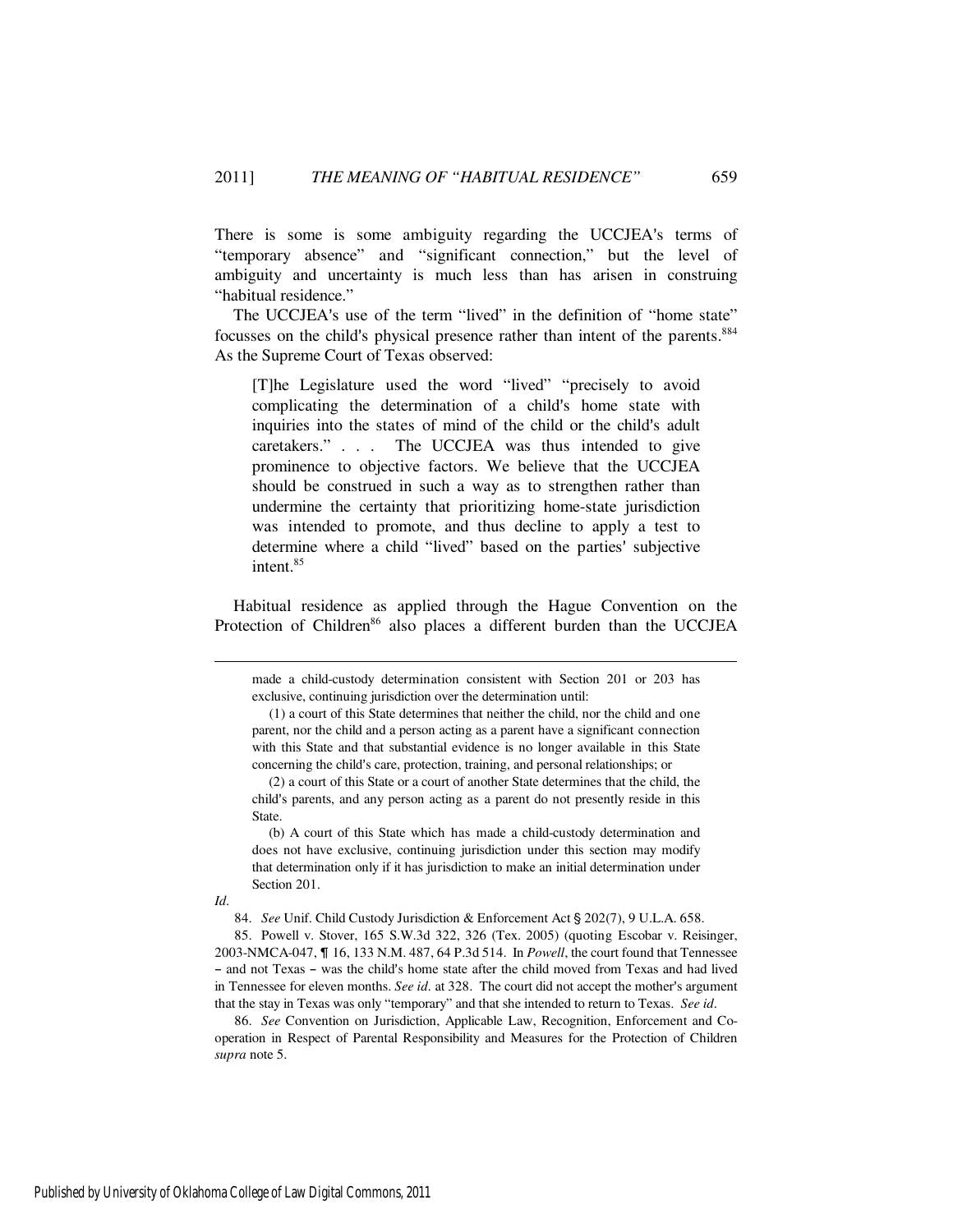There is some is some ambiguity regarding the UCCJEA's terms of "temporary absence" and "significant connection," but the level of ambiguity and uncertainty is much less than has arisen in construing "habitual residence."

The UCCJEA's use of the term "lived" in the definition of "home state" focusses on the child's physical presence rather than intent of the parents.[884] As the Supreme Court of Texas observed:

> [T]he Legislature used the word "lived" "precisely to avoid complicating the determination of a child's home state with inquiries into the states of mind of the child or the child's adult caretakers." . . . The UCCJEA was thus intended to give prominence to objective factors. We believe that the UCCJEA should be construed in such a way as to strengthen rather than undermine the certainty that prioritizing home-state jurisdiction was intended to promote, and thus decline to apply a test to determine where a child "lived" based on the parties' subjective intent.[85]

Habitual residence as applied through the Hague Convention on the Protection of Children[86] also places a different burden than the UCCJEA

---

> made a child-custody determination consistent with Section 201 or 203 has exclusive, continuing jurisdiction over the determination until:
>
> (1) a court of this State determines that neither the child, nor the child and one parent, nor the child and a person acting as a parent have a significant connection with this State and that substantial evidence is no longer available in this State concerning the child's care, protection, training, and personal relationships; or
>
> (2) a court of this State or a court of another State determines that the child, the child's parents, and any person acting as a parent do not presently reside in this State.
>
> (b) A court of this State which has made a child-custody determination and does not have exclusive, continuing jurisdiction under this section may modify that determination only if it has jurisdiction to make an initial determination under Section 201.

*Id*.

84. *See* Unif. Child Custody Jurisdiction & Enforcement Act § 202(7), 9 U.L.A. 658.

85. Powell v. Stover, 165 S.W.3d 322, 326 (Tex. 2005) (quoting Escobar v. Reisinger, 2003-NMCA-047, ¶ 16, 133 N.M. 487, 64 P.3d 514. In *Powell*, the court found that Tennessee – and not Texas – was the child's home state after the child moved from Texas and had lived in Tennessee for eleven months. *See id*. at 328. The court did not accept the mother's argument that the stay in Texas was only "temporary" and that she intended to return to Texas. *See id*.

86. *See* Convention on Jurisdiction, Applicable Law, Recognition, Enforcement and Co-operation in Respect of Parental Responsibility and Measures for the Protection of Children *supra* note 5.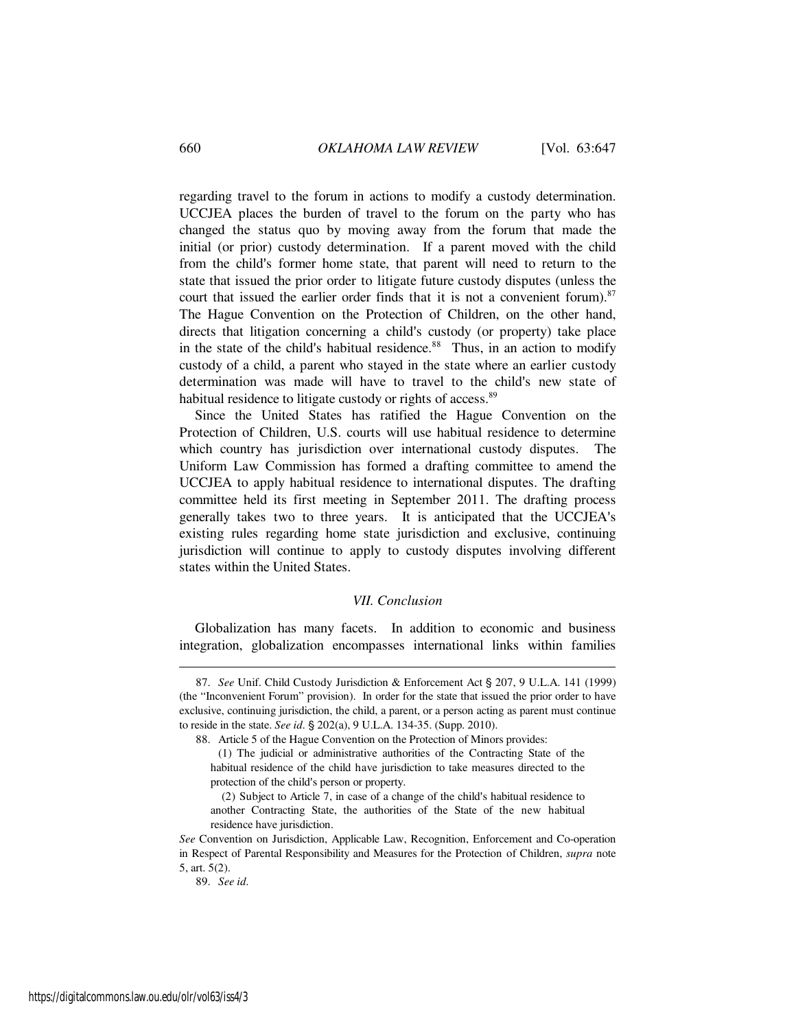regarding travel to the forum in actions to modify a custody determination. UCCJEA places the burden of travel to the forum on the party who has changed the status quo by moving away from the forum that made the initial (or prior) custody determination. If a parent moved with the child from the child's former home state, that parent will need to return to the state that issued the prior order to litigate future custody disputes (unless the court that issued the earlier order finds that it is not a convenient forum).[87] The Hague Convention on the Protection of Children, on the other hand, directs that litigation concerning a child's custody (or property) take place in the state of the child's habitual residence.[88] Thus, in an action to modify custody of a child, a parent who stayed in the state where an earlier custody determination was made will have to travel to the child's new state of habitual residence to litigate custody or rights of access.[89]

Since the United States has ratified the Hague Convention on the Protection of Children, U.S. courts will use habitual residence to determine which country has jurisdiction over international custody disputes. The Uniform Law Commission has formed a drafting committee to amend the UCCJEA to apply habitual residence to international disputes. The drafting committee held its first meeting in September 2011. The drafting process generally takes two to three years. It is anticipated that the UCCJEA's existing rules regarding home state jurisdiction and exclusive, continuing jurisdiction will continue to apply to custody disputes involving different states within the United States.

### *VII. Conclusion*

Globalization has many facets. In addition to economic and business integration, globalization encompasses international links within families

---

87. *See* Unif. Child Custody Jurisdiction & Enforcement Act § 207, 9 U.L.A. 141 (1999) (the "Inconvenient Forum" provision). In order for the state that issued the prior order to have exclusive, continuing jurisdiction, the child, a parent, or a person acting as parent must continue to reside in the state. *See id*. § 202(a), 9 U.L.A. 134-35. (Supp. 2010).

88. Article 5 of the Hague Convention on the Protection of Minors provides:

> (1) The judicial or administrative authorities of the Contracting State of the habitual residence of the child have jurisdiction to take measures directed to the protection of the child's person or property.
>
> (2) Subject to Article 7, in case of a change of the child's habitual residence to another Contracting State, the authorities of the State of the new habitual residence have jurisdiction.

*See* Convention on Jurisdiction, Applicable Law, Recognition, Enforcement and Co-operation in Respect of Parental Responsibility and Measures for the Protection of Children, *supra* note 5, art. 5(2).

89. *See id.*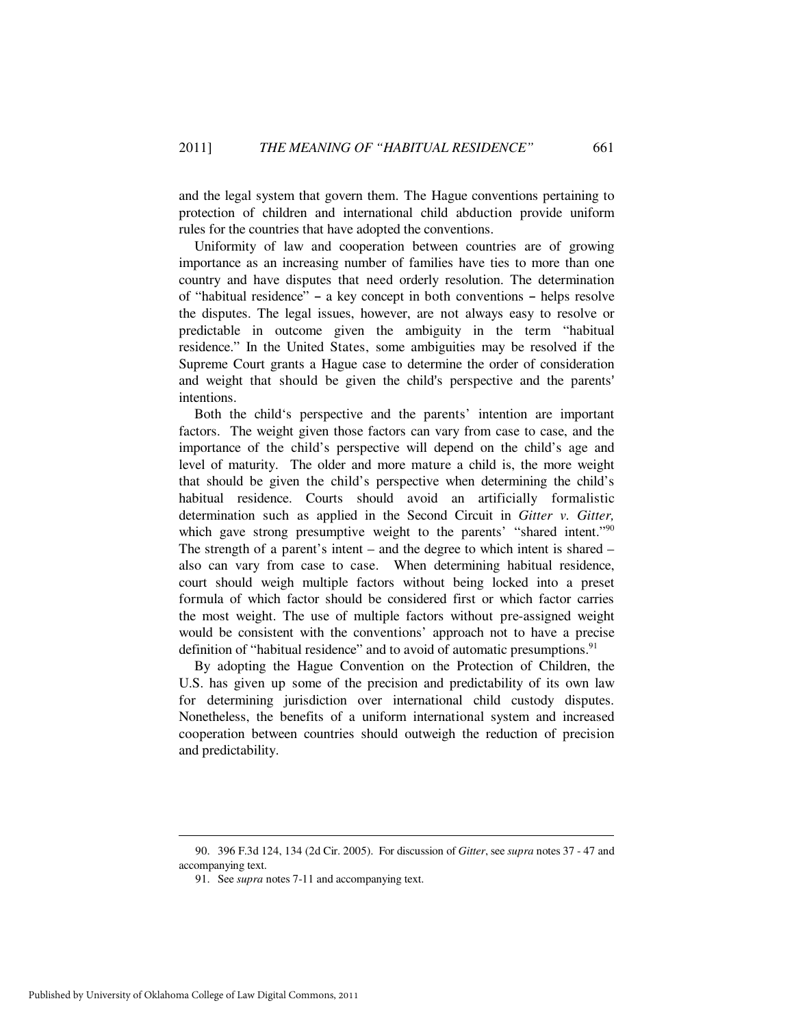and the legal system that govern them. The Hague conventions pertaining to protection of children and international child abduction provide uniform rules for the countries that have adopted the conventions.

Uniformity of law and cooperation between countries are of growing importance as an increasing number of families have ties to more than one country and have disputes that need orderly resolution. The determination of "habitual residence" – a key concept in both conventions – helps resolve the disputes. The legal issues, however, are not always easy to resolve or predictable in outcome given the ambiguity in the term "habitual residence." In the United States, some ambiguities may be resolved if the Supreme Court grants a Hague case to determine the order of consideration and weight that should be given the child's perspective and the parents' intentions.

Both the child's perspective and the parents' intention are important factors. The weight given those factors can vary from case to case, and the importance of the child's perspective will depend on the child's age and level of maturity. The older and more mature a child is, the more weight that should be given the child's perspective when determining the child's habitual residence. Courts should avoid an artificially formalistic determination such as applied in the Second Circuit in *Gitter v. Gitter,* which gave strong presumptive weight to the parents' "shared intent."[90] The strength of a parent's intent – and the degree to which intent is shared – also can vary from case to case. When determining habitual residence, court should weigh multiple factors without being locked into a preset formula of which factor should be considered first or which factor carries the most weight. The use of multiple factors without pre-assigned weight would be consistent with the conventions' approach not to have a precise definition of "habitual residence" and to avoid of automatic presumptions.[91]

By adopting the Hague Convention on the Protection of Children, the U.S. has given up some of the precision and predictability of its own law for determining jurisdiction over international child custody disputes. Nonetheless, the benefits of a uniform international system and increased cooperation between countries should outweigh the reduction of precision and predictability.

---

90. 396 F.3d 124, 134 (2d Cir. 2005). For discussion of *Gitter*, see *supra* notes 37 - 47 and accompanying text.

91. See *supra* notes 7-11 and accompanying text.